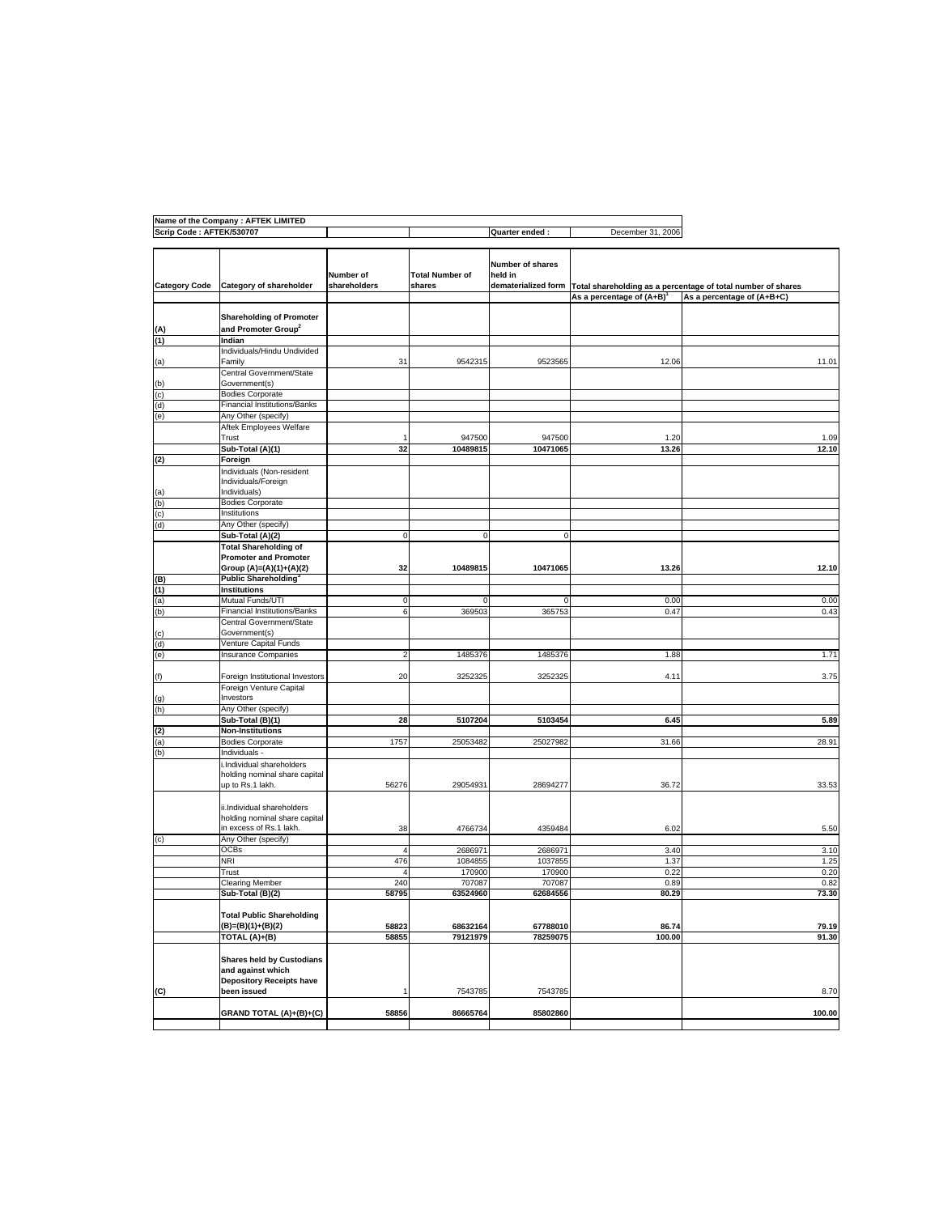| Name of the Company : AFTEK LIMITED | | | | |
|---|---|---|---|---|
| Scrip Code : AFTEK/530707 | | | Quarter ended : | December 31, 2006 |

| Category Code | Category of shareholder | Number of shareholders | Total Number of shares | Number of shares held in dematerialized form | Total shareholding as a percentage of total number of shares | |
|---|---|---|---|---|---|---|
| | | | | | As a percentage of (A+B)[1] | As a percentage of (A+B+C) |
| (A) | **Shareholding of Promoter and Promoter Group[2]** | | | | | |
| (1) | **Indian** | | | | | |
| (a) | Individuals/Hindu Undivided Family | 31 | 9542315 | 9523565 | 12.06 | 11.01 |
| (b) | Central Government/State Government(s) | | | | | |
| (c) | Bodies Corporate | | | | | |
| (d) | Financial Institutions/Banks | | | | | |
| (e) | Any Other (specify) | | | | | |
| | Aftek Employees Welfare Trust | 1 | 947500 | 947500 | 1.20 | 1.09 |
| | **Sub-Total (A)(1)** | **32** | **10489815** | **10471065** | **13.26** | **12.10** |
| (2) | **Foreign** | | | | | |
| (a) | Individuals (Non-resident Individuals/Foreign Individuals) | | | | | |
| (b) | Bodies Corporate | | | | | |
| (c) | Institutions | | | | | |
| (d) | Any Other (specify) | | | | | |
| | **Sub-Total (A)(2)** | 0 | 0 | 0 | | |
| | **Total Shareholding of Promoter and Promoter Group (A)=(A)(1)+(A)(2)** | **32** | **10489815** | **10471065** | **13.26** | **12.10** |
| (B) | **Public Shareholding[3]** | | | | | |
| (1) | **Institutions** | | | | | |
| (a) | Mutual Funds/UTI | 0 | 0 | 0 | 0.00 | 0.00 |
| (b) | Financial Institutions/Banks | 6 | 369503 | 365753 | 0.47 | 0.43 |
| (c) | Central Government/State Government(s) | | | | | |
| (d) | Venture Capital Funds | | | | | |
| (e) | Insurance Companies | 2 | 1485376 | 1485376 | 1.88 | 1.71 |
| (f) | Foreign Institutional Investors | 20 | 3252325 | 3252325 | 4.11 | 3.75 |
| (g) | Foreign Venture Capital Investors | | | | | |
| (h) | Any Other (specify) | | | | | |
| | **Sub-Total (B)(1)** | **28** | **5107204** | **5103454** | **6.45** | **5.89** |
| (2) | **Non-Institutions** | | | | | |
| (a) | Bodies Corporate | 1757 | 25053482 | 25027982 | 31.66 | 28.91 |
| (b) | Individuals - | | | | | |
| | i.Individual shareholders holding nominal share capital up to Rs.1 lakh. | 56276 | 29054931 | 28694277 | 36.72 | 33.53 |
| | ii.Individual shareholders holding nominal share capital in excess of Rs.1 lakh. | 38 | 4766734 | 4359484 | 6.02 | 5.50 |
| (c) | Any Other (specify) | | | | | |
| | OCBs | 4 | 2686971 | 2686971 | 3.40 | 3.10 |
| | NRI | 476 | 1084855 | 1037855 | 1.37 | 1.25 |
| | Trust | 4 | 170900 | 170900 | 0.22 | 0.20 |
| | Clearing Member | 240 | 707087 | 707087 | 0.89 | 0.82 |
| | **Sub-Total (B)(2)** | **58795** | **63524960** | **62684556** | **80.29** | **73.30** |
| | **Total Public Shareholding (B)=(B)(1)+(B)(2)** | **58823** | **68632164** | **67788010** | **86.74** | **79.19** |
| | **TOTAL (A)+(B)** | **58855** | **79121979** | **78259075** | **100.00** | **91.30** |
| (C) | **Shares held by Custodians and against which Depository Receipts have been issued** | 1 | 7543785 | 7543785 | | 8.70 |
| | **GRAND TOTAL (A)+(B)+(C)** | **58856** | **86665764** | **85802860** | | **100.00** |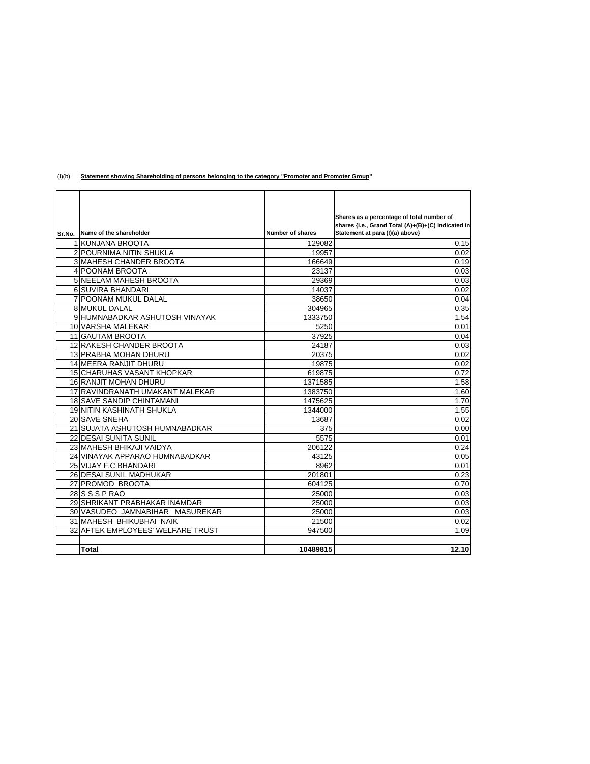(I)(b) **Statement showing Shareholding of persons belonging to the category "Promoter and Promoter Group"**

| Sr.No. | Name of the shareholder | Number of shares | Shares as a percentage of total number of shares {i.e., Grand Total (A)+(B)+(C) indicated in Statement at para (I)(a) above} |
|---|---|---|---|
| 1 | KUNJANA BROOTA | 129082 | 0.15 |
| 2 | POURNIMA NITIN SHUKLA | 19957 | 0.02 |
| 3 | MAHESH CHANDER BROOTA | 166649 | 0.19 |
| 4 | POONAM BROOTA | 23137 | 0.03 |
| 5 | NEELAM MAHESH BROOTA | 29369 | 0.03 |
| 6 | SUVIRA BHANDARI | 14037 | 0.02 |
| 7 | POONAM MUKUL DALAL | 38650 | 0.04 |
| 8 | MUKUL DALAL | 304965 | 0.35 |
| 9 | HUMNABADKAR ASHUTOSH VINAYAK | 1333750 | 1.54 |
| 10 | VARSHA MALEKAR | 5250 | 0.01 |
| 11 | GAUTAM BROOTA | 37925 | 0.04 |
| 12 | RAKESH CHANDER BROOTA | 24187 | 0.03 |
| 13 | PRABHA MOHAN DHURU | 20375 | 0.02 |
| 14 | MEERA RANJIT DHURU | 19875 | 0.02 |
| 15 | CHARUHAS VASANT KHOPKAR | 619875 | 0.72 |
| 16 | RANJIT MOHAN DHURU | 1371585 | 1.58 |
| 17 | RAVINDRANATH UMAKANT MALEKAR | 1383750 | 1.60 |
| 18 | SAVE SANDIP CHINTAMANI | 1475625 | 1.70 |
| 19 | NITIN KASHINATH SHUKLA | 1344000 | 1.55 |
| 20 | SAVE SNEHA | 13687 | 0.02 |
| 21 | SUJATA ASHUTOSH HUMNABADKAR | 375 | 0.00 |
| 22 | DESAI SUNITA SUNIL | 5575 | 0.01 |
| 23 | MAHESH BHIKAJI VAIDYA | 206122 | 0.24 |
| 24 | VINAYAK APPARAO HUMNABADKAR | 43125 | 0.05 |
| 25 | VIJAY F.C BHANDARI | 8962 | 0.01 |
| 26 | DESAI SUNIL MADHUKAR | 201801 | 0.23 |
| 27 | PROMOD BROOTA | 604125 | 0.70 |
| 28 | S S S P RAO | 25000 | 0.03 |
| 29 | SHRIKANT PRABHAKAR INAMDAR | 25000 | 0.03 |
| 30 | VASUDEO JAMNABIHAR MASUREKAR | 25000 | 0.03 |
| 31 | MAHESH BHIKUBHAI NAIK | 21500 | 0.02 |
| 32 | AFTEK EMPLOYEES' WELFARE TRUST | 947500 | 1.09 |
| | | | |
| | **Total** | **10489815** | **12.10** |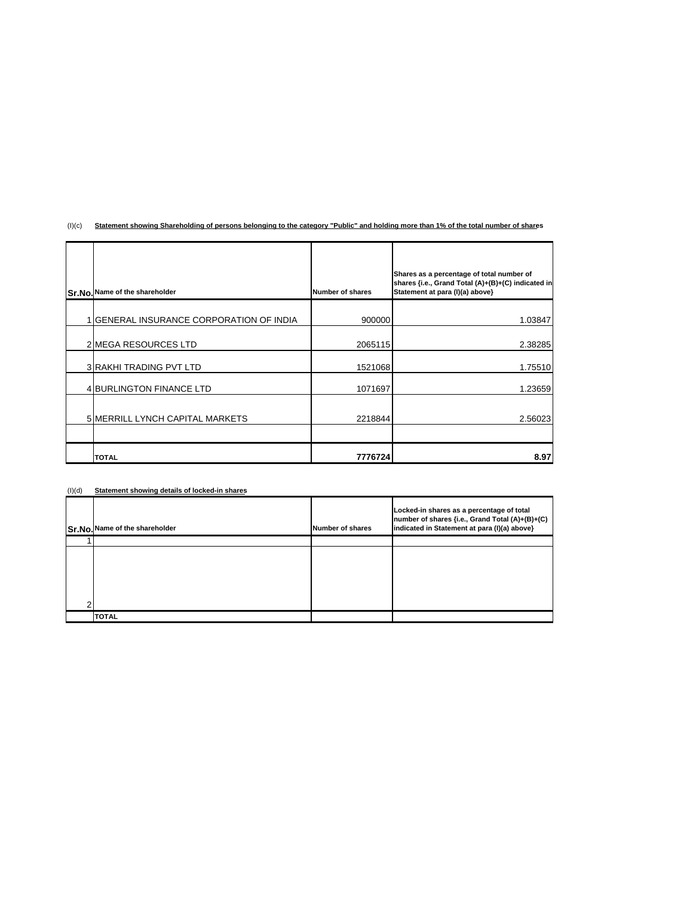(I)(c) **Statement showing Shareholding of persons belonging to the category "Public" and holding more than 1% of the total number of shares**

| Sr.No. | Name of the shareholder | Number of shares | Shares as a percentage of total number of shares {i.e., Grand Total (A)+(B)+(C) indicated in Statement at para (I)(a) above} |
|---|---|---|---|
| 1 | GENERAL INSURANCE CORPORATION OF INDIA | 900000 | 1.03847 |
| 2 | MEGA RESOURCES LTD | 2065115 | 2.38285 |
| 3 | RAKHI TRADING PVT LTD | 1521068 | 1.75510 |
| 4 | BURLINGTON FINANCE LTD | 1071697 | 1.23659 |
| 5 | MERRILL LYNCH CAPITAL MARKETS | 2218844 | 2.56023 |
| | | | |
| | **TOTAL** | **7776724** | **8.97** |

(I)(d) **Statement showing details of locked-in shares**

| Sr.No. | Name of the shareholder | Number of shares | Locked-in shares as a percentage of total number of shares {i.e., Grand Total (A)+(B)+(C) indicated in Statement at para (I)(a) above} |
|---|---|---|---|
| 1 | | | |
| 2 | | | |
| | **TOTAL** | | |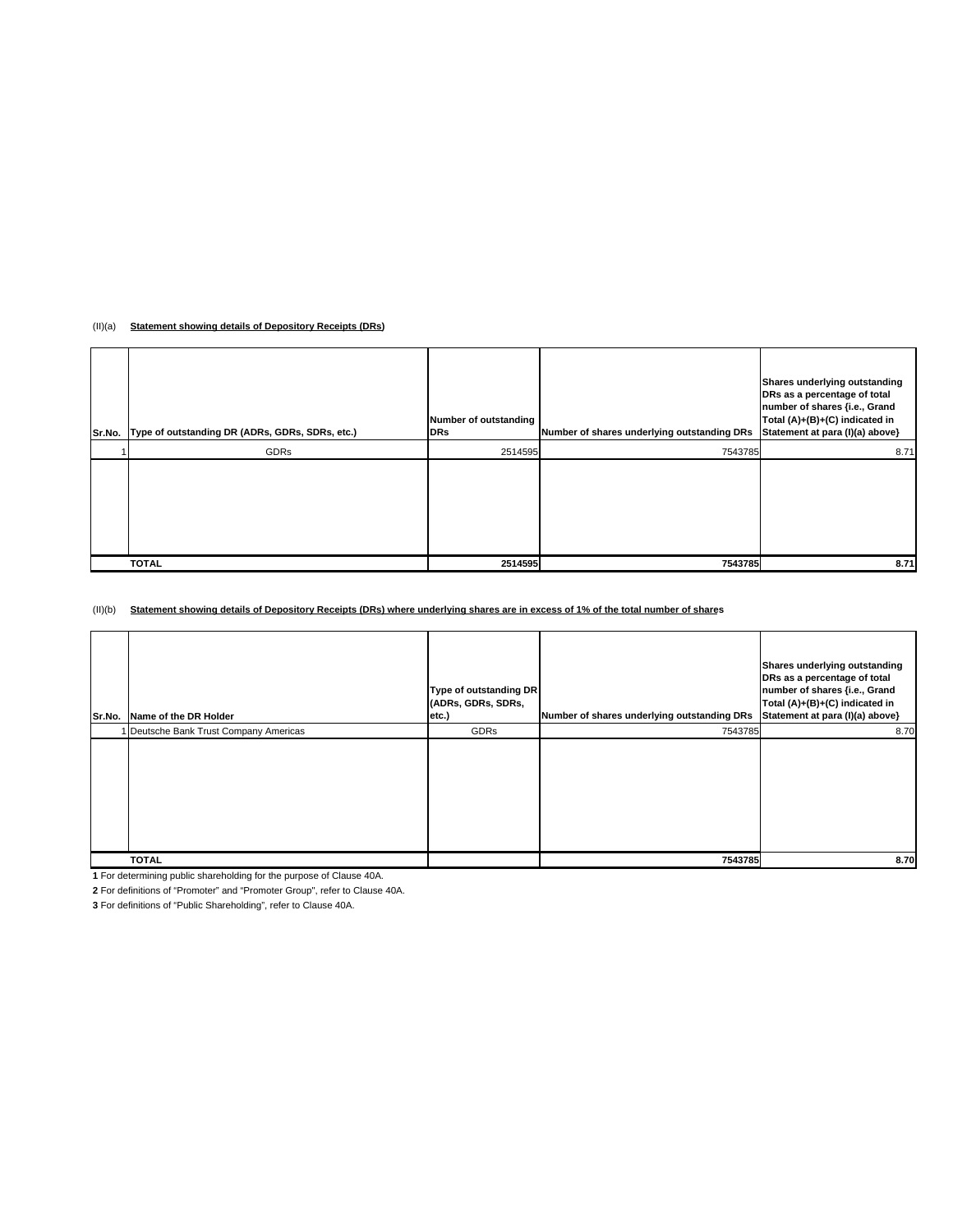(II)(a) **Statement showing details of Depository Receipts (DRs)**

| Sr.No. | Type of outstanding DR (ADRs, GDRs, SDRs, etc.) | Number of outstanding DRs | Number of shares underlying outstanding DRs | Shares underlying outstanding DRs as a percentage of total number of shares {i.e., Grand Total (A)+(B)+(C) indicated in Statement at para (I)(a) above} |
|---|---|---|---|---|
| 1 | GDRs | 2514595 | 7543785 | 8.71 |
| | **TOTAL** | **2514595** | **7543785** | **8.71** |

(II)(b) **Statement showing details of Depository Receipts (DRs) where underlying shares are in excess of 1% of the total number of shares**

| Sr.No. | Name of the DR Holder | Type of outstanding DR (ADRs, GDRs, SDRs, etc.) | Number of shares underlying outstanding DRs | Shares underlying outstanding DRs as a percentage of total number of shares {i.e., Grand Total (A)+(B)+(C) indicated in Statement at para (I)(a) above} |
|---|---|---|---|---|
| 1 | Deutsche Bank Trust Company Americas | GDRs | 7543785 | 8.70 |
| | **TOTAL** | | **7543785** | **8.70** |

**1** For determining public shareholding for the purpose of Clause 40A.

**2** For definitions of "Promoter" and "Promoter Group", refer to Clause 40A.

**3** For definitions of "Public Shareholding", refer to Clause 40A.